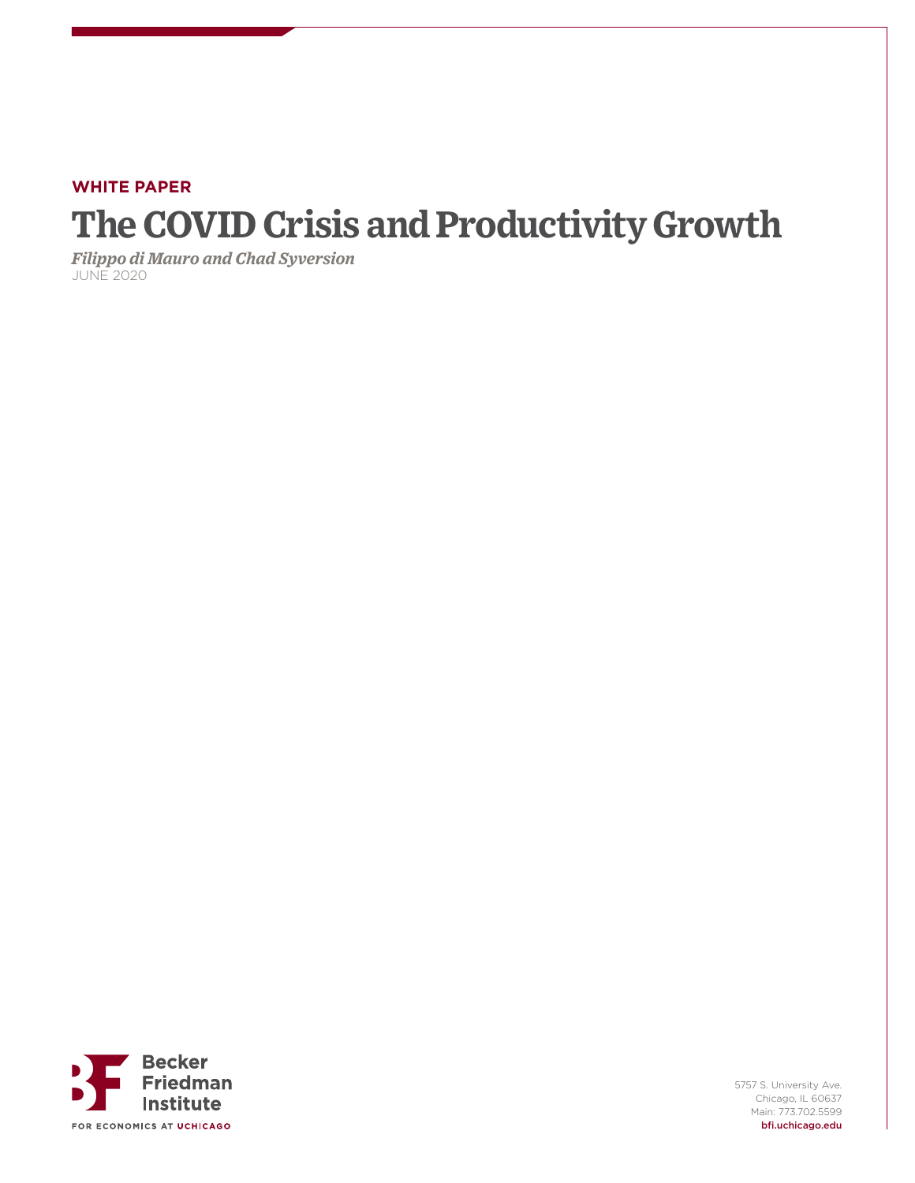**WHITE PAPER**

# The COVID Crisis and Productivity Growth

*Filippo di Mauro and Chad Syverson*

JUNE 2020

Becker Friedman Institute

FOR ECONOMICS AT UCHICAGO

5757 S. University Ave.
Chicago, IL 60637
Main: 773.702.5599
bfi.uchicago.edu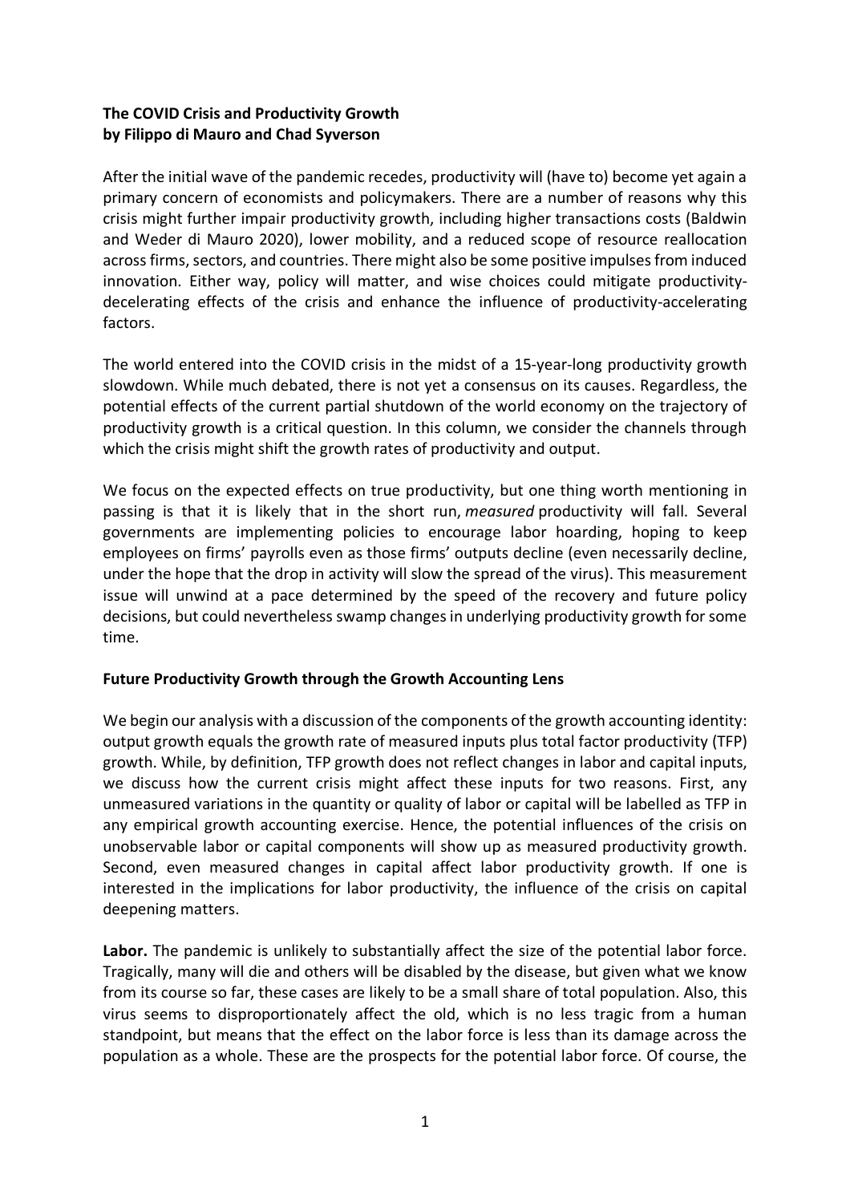**The COVID Crisis and Productivity Growth**
**by Filippo di Mauro and Chad Syverson**

After the initial wave of the pandemic recedes, productivity will (have to) become yet again a primary concern of economists and policymakers. There are a number of reasons why this crisis might further impair productivity growth, including higher transactions costs (Baldwin and Weder di Mauro 2020), lower mobility, and a reduced scope of resource reallocation across firms, sectors, and countries. There might also be some positive impulses from induced innovation. Either way, policy will matter, and wise choices could mitigate productivity-decelerating effects of the crisis and enhance the influence of productivity-accelerating factors.

The world entered into the COVID crisis in the midst of a 15-year-long productivity growth slowdown. While much debated, there is not yet a consensus on its causes. Regardless, the potential effects of the current partial shutdown of the world economy on the trajectory of productivity growth is a critical question. In this column, we consider the channels through which the crisis might shift the growth rates of productivity and output.

We focus on the expected effects on true productivity, but one thing worth mentioning in passing is that it is likely that in the short run, *measured* productivity will fall. Several governments are implementing policies to encourage labor hoarding, hoping to keep employees on firms' payrolls even as those firms' outputs decline (even necessarily decline, under the hope that the drop in activity will slow the spread of the virus). This measurement issue will unwind at a pace determined by the speed of the recovery and future policy decisions, but could nevertheless swamp changes in underlying productivity growth for some time.

**Future Productivity Growth through the Growth Accounting Lens**

We begin our analysis with a discussion of the components of the growth accounting identity: output growth equals the growth rate of measured inputs plus total factor productivity (TFP) growth. While, by definition, TFP growth does not reflect changes in labor and capital inputs, we discuss how the current crisis might affect these inputs for two reasons. First, any unmeasured variations in the quantity or quality of labor or capital will be labelled as TFP in any empirical growth accounting exercise. Hence, the potential influences of the crisis on unobservable labor or capital components will show up as measured productivity growth. Second, even measured changes in capital affect labor productivity growth. If one is interested in the implications for labor productivity, the influence of the crisis on capital deepening matters.

**Labor.** The pandemic is unlikely to substantially affect the size of the potential labor force. Tragically, many will die and others will be disabled by the disease, but given what we know from its course so far, these cases are likely to be a small share of total population. Also, this virus seems to disproportionately affect the old, which is no less tragic from a human standpoint, but means that the effect on the labor force is less than its damage across the population as a whole. These are the prospects for the potential labor force. Of course, the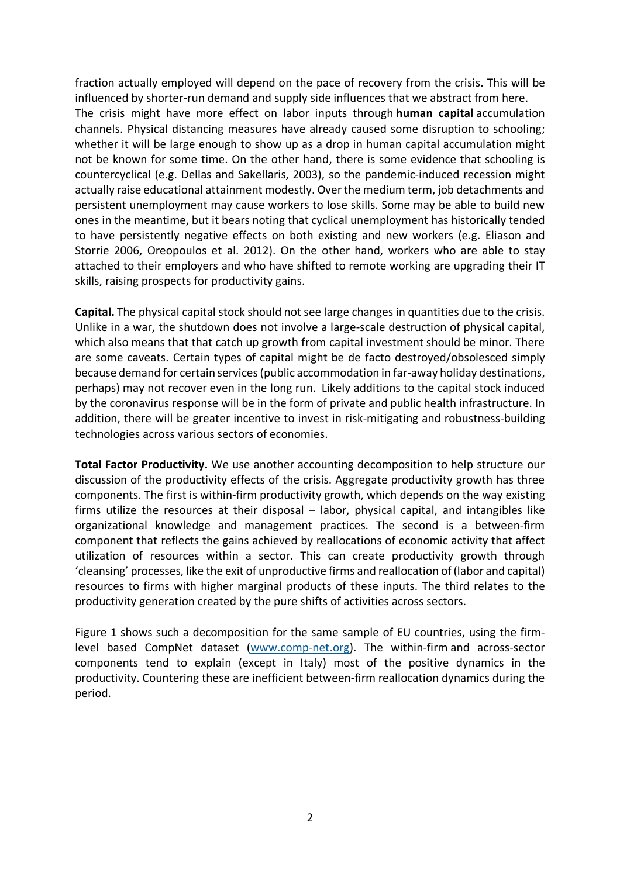fraction actually employed will depend on the pace of recovery from the crisis. This will be influenced by shorter-run demand and supply side influences that we abstract from here.
The crisis might have more effect on labor inputs through **human capital** accumulation channels. Physical distancing measures have already caused some disruption to schooling; whether it will be large enough to show up as a drop in human capital accumulation might not be known for some time. On the other hand, there is some evidence that schooling is countercyclical (e.g. Dellas and Sakellaris, 2003), so the pandemic-induced recession might actually raise educational attainment modestly. Over the medium term, job detachments and persistent unemployment may cause workers to lose skills. Some may be able to build new ones in the meantime, but it bears noting that cyclical unemployment has historically tended to have persistently negative effects on both existing and new workers (e.g. Eliason and Storrie 2006, Oreopoulos et al. 2012). On the other hand, workers who are able to stay attached to their employers and who have shifted to remote working are upgrading their IT skills, raising prospects for productivity gains.

**Capital.** The physical capital stock should not see large changes in quantities due to the crisis. Unlike in a war, the shutdown does not involve a large-scale destruction of physical capital, which also means that that catch up growth from capital investment should be minor. There are some caveats. Certain types of capital might be de facto destroyed/obsolesced simply because demand for certain services (public accommodation in far-away holiday destinations, perhaps) may not recover even in the long run. Likely additions to the capital stock induced by the coronavirus response will be in the form of private and public health infrastructure. In addition, there will be greater incentive to invest in risk-mitigating and robustness-building technologies across various sectors of economies.

**Total Factor Productivity.** We use another accounting decomposition to help structure our discussion of the productivity effects of the crisis. Aggregate productivity growth has three components. The first is within-firm productivity growth, which depends on the way existing firms utilize the resources at their disposal – labor, physical capital, and intangibles like organizational knowledge and management practices. The second is a between-firm component that reflects the gains achieved by reallocations of economic activity that affect utilization of resources within a sector. This can create productivity growth through 'cleansing' processes, like the exit of unproductive firms and reallocation of (labor and capital) resources to firms with higher marginal products of these inputs. The third relates to the productivity generation created by the pure shifts of activities across sectors.

Figure 1 shows such a decomposition for the same sample of EU countries, using the firm-level based CompNet dataset (www.comp-net.org). The within-firm and across-sector components tend to explain (except in Italy) most of the positive dynamics in the productivity. Countering these are inefficient between-firm reallocation dynamics during the period.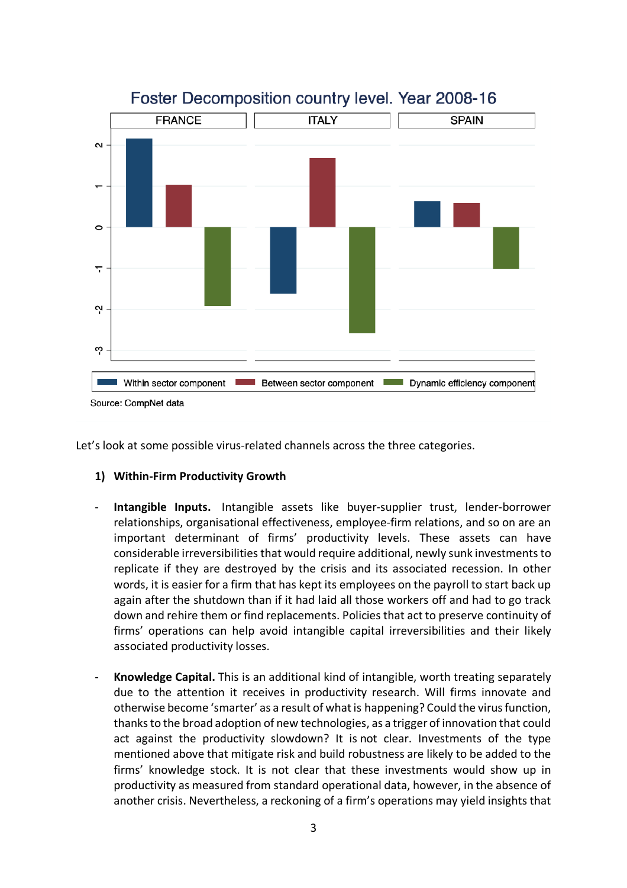Foster Decomposition country level. Year 2008-16

Source: CompNet data

Let's look at some possible virus-related channels across the three categories.

1) **Within-Firm Productivity Growth**

- **Intangible Inputs.** Intangible assets like buyer-supplier trust, lender-borrower relationships, organisational effectiveness, employee-firm relations, and so on are an important determinant of firms' productivity levels. These assets can have considerable irreversibilities that would require additional, newly sunk investments to replicate if they are destroyed by the crisis and its associated recession. In other words, it is easier for a firm that has kept its employees on the payroll to start back up again after the shutdown than if it had laid all those workers off and had to go track down and rehire them or find replacements. Policies that act to preserve continuity of firms' operations can help avoid intangible capital irreversibilities and their likely associated productivity losses.

- **Knowledge Capital.** This is an additional kind of intangible, worth treating separately due to the attention it receives in productivity research. Will firms innovate and otherwise become 'smarter' as a result of what is happening? Could the virus function, thanks to the broad adoption of new technologies, as a trigger of innovation that could act against the productivity slowdown? It is not clear. Investments of the type mentioned above that mitigate risk and build robustness are likely to be added to the firms' knowledge stock. It is not clear that these investments would show up in productivity as measured from standard operational data, however, in the absence of another crisis. Nevertheless, a reckoning of a firm's operations may yield insights that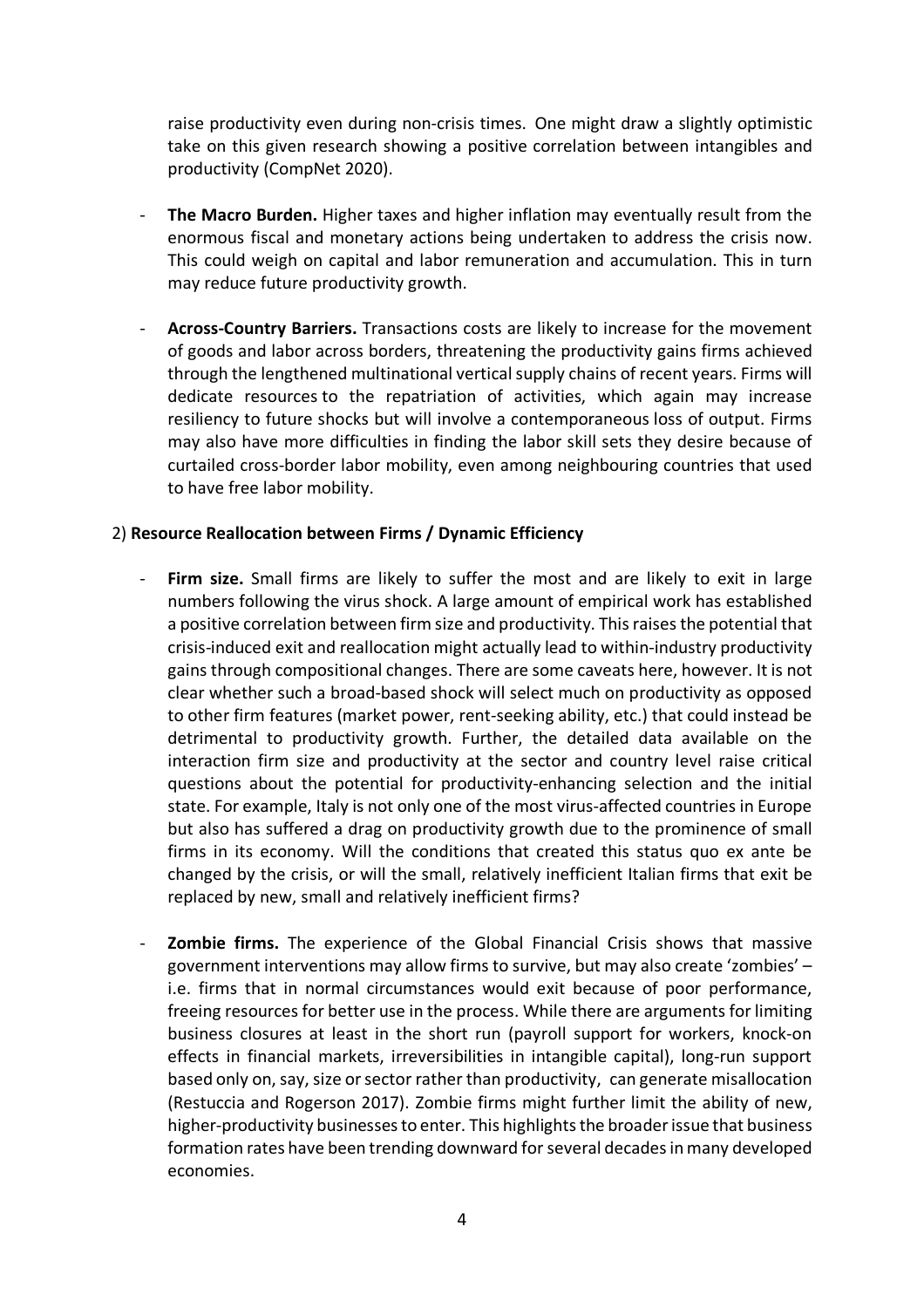raise productivity even during non-crisis times. One might draw a slightly optimistic take on this given research showing a positive correlation between intangibles and productivity (CompNet 2020).

- **The Macro Burden.** Higher taxes and higher inflation may eventually result from the enormous fiscal and monetary actions being undertaken to address the crisis now. This could weigh on capital and labor remuneration and accumulation. This in turn may reduce future productivity growth.

- **Across-Country Barriers.** Transactions costs are likely to increase for the movement of goods and labor across borders, threatening the productivity gains firms achieved through the lengthened multinational vertical supply chains of recent years. Firms will dedicate resources to the repatriation of activities, which again may increase resiliency to future shocks but will involve a contemporaneous loss of output. Firms may also have more difficulties in finding the labor skill sets they desire because of curtailed cross-border labor mobility, even among neighbouring countries that used to have free labor mobility.

2) **Resource Reallocation between Firms / Dynamic Efficiency**

- **Firm size.** Small firms are likely to suffer the most and are likely to exit in large numbers following the virus shock. A large amount of empirical work has established a positive correlation between firm size and productivity. This raises the potential that crisis-induced exit and reallocation might actually lead to within-industry productivity gains through compositional changes. There are some caveats here, however. It is not clear whether such a broad-based shock will select much on productivity as opposed to other firm features (market power, rent-seeking ability, etc.) that could instead be detrimental to productivity growth. Further, the detailed data available on the interaction firm size and productivity at the sector and country level raise critical questions about the potential for productivity-enhancing selection and the initial state. For example, Italy is not only one of the most virus-affected countries in Europe but also has suffered a drag on productivity growth due to the prominence of small firms in its economy. Will the conditions that created this status quo ex ante be changed by the crisis, or will the small, relatively inefficient Italian firms that exit be replaced by new, small and relatively inefficient firms?

- **Zombie firms.** The experience of the Global Financial Crisis shows that massive government interventions may allow firms to survive, but may also create 'zombies' – i.e. firms that in normal circumstances would exit because of poor performance, freeing resources for better use in the process. While there are arguments for limiting business closures at least in the short run (payroll support for workers, knock-on effects in financial markets, irreversibilities in intangible capital), long-run support based only on, say, size or sector rather than productivity, can generate misallocation (Restuccia and Rogerson 2017). Zombie firms might further limit the ability of new, higher-productivity businesses to enter. This highlights the broader issue that business formation rates have been trending downward for several decades in many developed economies.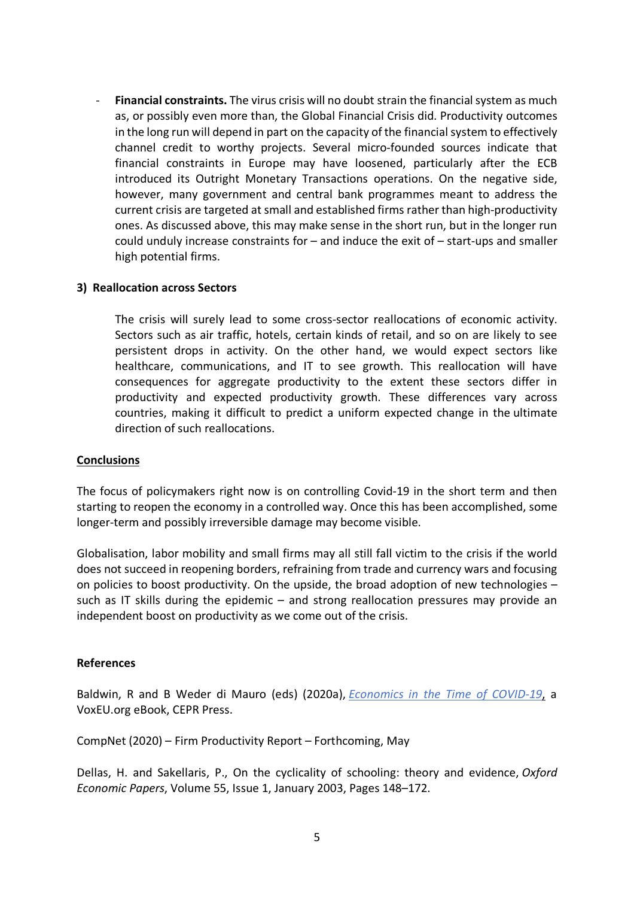- **Financial constraints.** The virus crisis will no doubt strain the financial system as much as, or possibly even more than, the Global Financial Crisis did. Productivity outcomes in the long run will depend in part on the capacity of the financial system to effectively channel credit to worthy projects. Several micro-founded sources indicate that financial constraints in Europe may have loosened, particularly after the ECB introduced its Outright Monetary Transactions operations. On the negative side, however, many government and central bank programmes meant to address the current crisis are targeted at small and established firms rather than high-productivity ones. As discussed above, this may make sense in the short run, but in the longer run could unduly increase constraints for – and induce the exit of – start-ups and smaller high potential firms.

### 3) Reallocation across Sectors

The crisis will surely lead to some cross-sector reallocations of economic activity. Sectors such as air traffic, hotels, certain kinds of retail, and so on are likely to see persistent drops in activity. On the other hand, we would expect sectors like healthcare, communications, and IT to see growth. This reallocation will have consequences for aggregate productivity to the extent these sectors differ in productivity and expected productivity growth. These differences vary across countries, making it difficult to predict a uniform expected change in the ultimate direction of such reallocations.

## Conclusions

The focus of policymakers right now is on controlling Covid-19 in the short term and then starting to reopen the economy in a controlled way. Once this has been accomplished, some longer-term and possibly irreversible damage may become visible.

Globalisation, labor mobility and small firms may all still fall victim to the crisis if the world does not succeed in reopening borders, refraining from trade and currency wars and focusing on policies to boost productivity. On the upside, the broad adoption of new technologies – such as IT skills during the epidemic – and strong reallocation pressures may provide an independent boost on productivity as we come out of the crisis.

## References

Baldwin, R and B Weder di Mauro (eds) (2020a), *Economics in the Time of COVID-19*, a VoxEU.org eBook, CEPR Press.

CompNet (2020) – Firm Productivity Report – Forthcoming, May

Dellas, H. and Sakellaris, P., On the cyclicality of schooling: theory and evidence, *Oxford Economic Papers*, Volume 55, Issue 1, January 2003, Pages 148–172.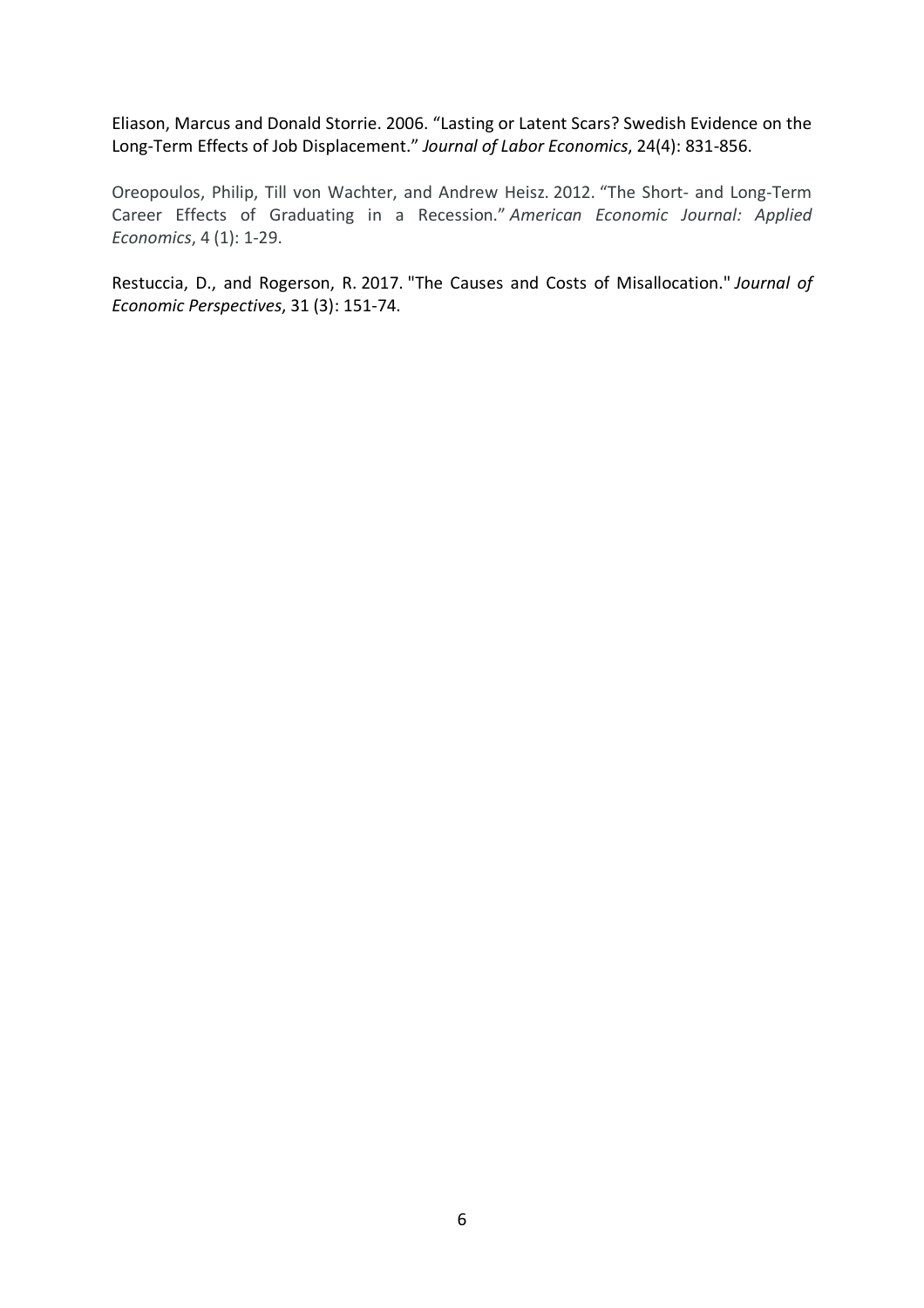Eliason, Marcus and Donald Storrie. 2006. “Lasting or Latent Scars? Swedish Evidence on the Long-Term Effects of Job Displacement.” *Journal of Labor Economics*, 24(4): 831-856.

Oreopoulos, Philip, Till von Wachter, and Andrew Heisz. 2012. “The Short- and Long-Term Career Effects of Graduating in a Recession.” *American Economic Journal: Applied Economics*, 4 (1): 1-29.

Restuccia, D., and Rogerson, R. 2017. "The Causes and Costs of Misallocation." *Journal of Economic Perspectives*, 31 (3): 151-74.